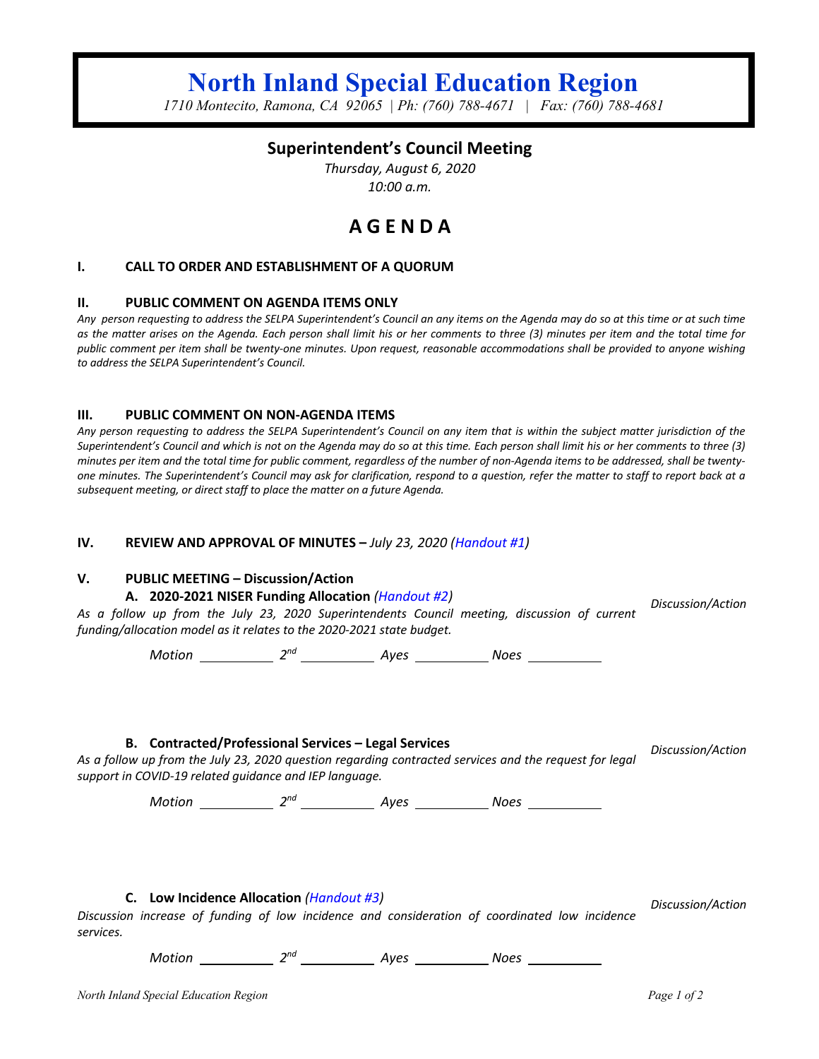# North Inland Special Education Region

*1710 Montecito, Ramona, CA 92065 | Ph: (760) 788-4671 | Fax: (760) 788-4681*

## Superintendent's Council Meeting

*Thursday, August 6, 2020*
*10:00 a.m.*

# AGENDA

### I. CALL TO ORDER AND ESTABLISHMENT OF A QUORUM

### II. PUBLIC COMMENT ON AGENDA ITEMS ONLY

*Any person requesting to address the SELPA Superintendent's Council an any items on the Agenda may do so at this time or at such time as the matter arises on the Agenda. Each person shall limit his or her comments to three (3) minutes per item and the total time for public comment per item shall be twenty-one minutes. Upon request, reasonable accommodations shall be provided to anyone wishing to address the SELPA Superintendent's Council.*

### III. PUBLIC COMMENT ON NON-AGENDA ITEMS

*Any person requesting to address the SELPA Superintendent's Council on any item that is within the subject matter jurisdiction of the Superintendent's Council and which is not on the Agenda may do so at this time. Each person shall limit his or her comments to three (3) minutes per item and the total time for public comment, regardless of the number of non-Agenda items to be addressed, shall be twenty-one minutes. The Superintendent's Council may ask for clarification, respond to a question, refer the matter to staff to report back at a subsequent meeting, or direct staff to place the matter on a future Agenda.*

### IV. REVIEW AND APPROVAL OF MINUTES – *July 23, 2020 (Handout #1)*

### V. PUBLIC MEETING – Discussion/Action

**A. 2020-2021 NISER Funding Allocation** *(Handout #2)* — *Discussion/Action*

*As a follow up from the July 23, 2020 Superintendents Council meeting, discussion of current funding/allocation model as it relates to the 2020-2021 state budget.*

*Motion* ________ *2nd* ________ *Ayes* ________ *Noes* ________

**B. Contracted/Professional Services – Legal Services** — *Discussion/Action*

*As a follow up from the July 23, 2020 question regarding contracted services and the request for legal support in COVID-19 related guidance and IEP language.*

*Motion* ________ *2nd* ________ *Ayes* ________ *Noes* ________

**C. Low Incidence Allocation** *(Handout #3)* — *Discussion/Action*

*Discussion increase of funding of low incidence and consideration of coordinated low incidence services.*

*Motion* ________ *2nd* ________ *Ayes* ________ *Noes* ________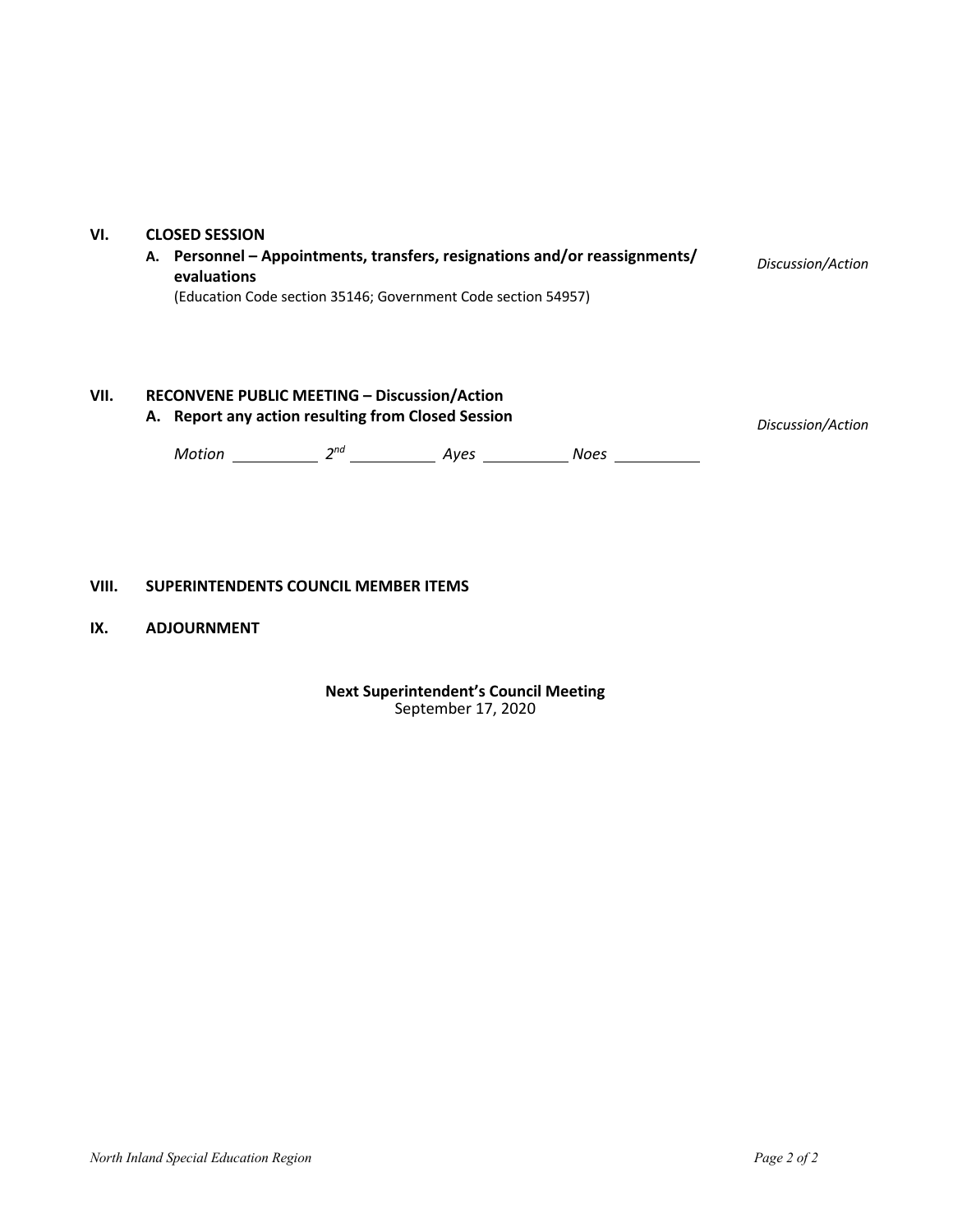## VI. CLOSED SESSION

**A. Personnel – Appointments, transfers, resignations and/or reassignments/ evaluations** *Discussion/Action*
(Education Code section 35146; Government Code section 54957)

## VII. RECONVENE PUBLIC MEETING – Discussion/Action

**A. Report any action resulting from Closed Session** *Discussion/Action*

*Motion* \_\_\_\_\_\_\_\_\_\_ *2nd* \_\_\_\_\_\_\_\_\_\_ *Ayes* \_\_\_\_\_\_\_\_\_\_ *Noes* \_\_\_\_\_\_\_\_\_\_

## VIII. SUPERINTENDENTS COUNCIL MEMBER ITEMS

## IX. ADJOURNMENT

**Next Superintendent's Council Meeting**
September 17, 2020